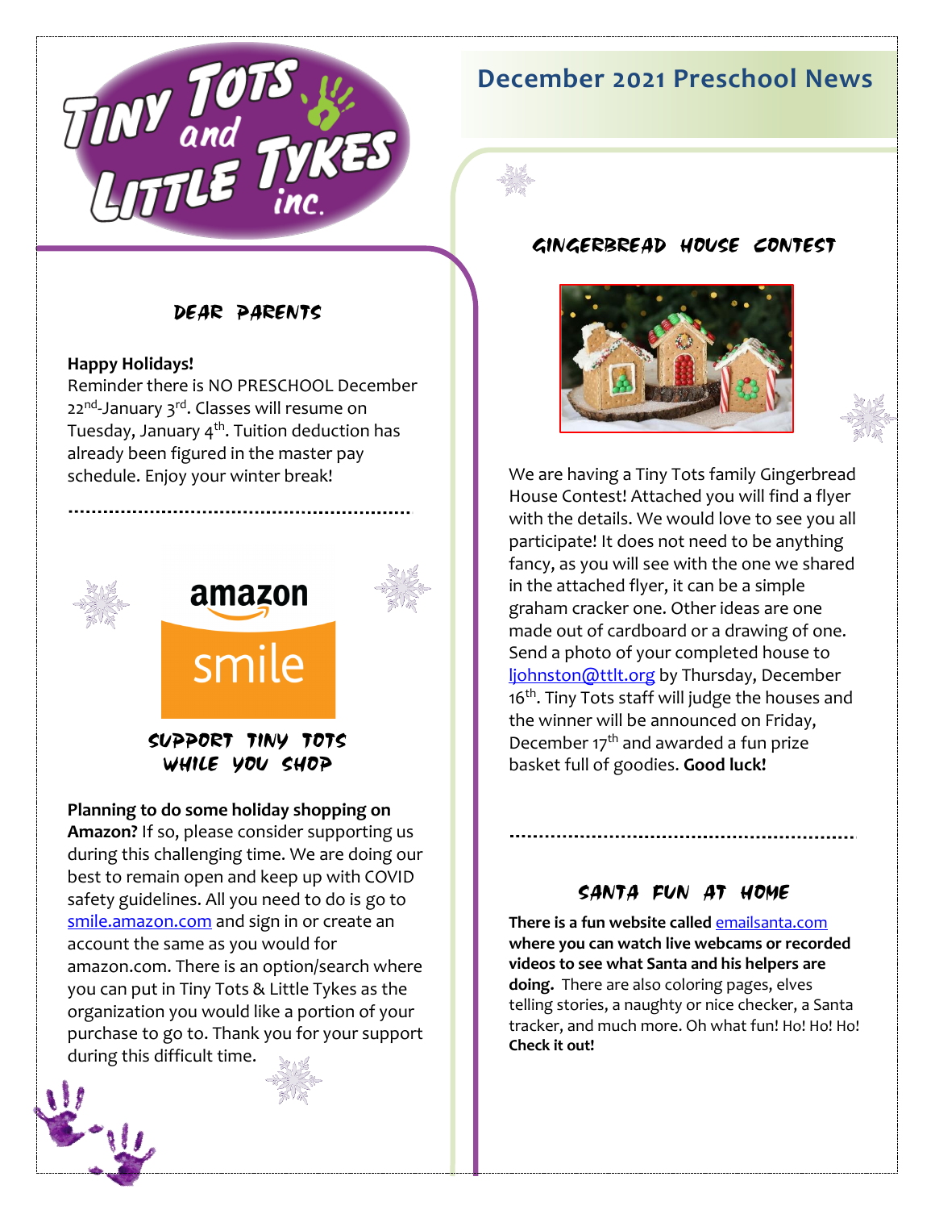# Tiny Tots and Little Tykes inc.

## December 2021 Preschool News

### Dear Parents

**Happy Holidays!**
Reminder there is NO PRESCHOOL December 22nd-January 3rd. Classes will resume on Tuesday, January 4th. Tuition deduction has already been figured in the master pay schedule. Enjoy your winter break!

amazon smile

### Support Tiny Tots While You Shop

**Planning to do some holiday shopping on Amazon?** If so, please consider supporting us during this challenging time. We are doing our best to remain open and keep up with COVID safety guidelines. All you need to do is go to smile.amazon.com and sign in or create an account the same as you would for amazon.com. There is an option/search where you can put in Tiny Tots & Little Tykes as the organization you would like a portion of your purchase to go to. Thank you for your support during this difficult time.

### Gingerbread House Contest

We are having a Tiny Tots family Gingerbread House Contest! Attached you will find a flyer with the details. We would love to see you all participate! It does not need to be anything fancy, as you will see with the one we shared in the attached flyer, it can be a simple graham cracker one. Other ideas are one made out of cardboard or a drawing of one. Send a photo of your completed house to ljohnston@ttlt.org by Thursday, December 16th. Tiny Tots staff will judge the houses and the winner will be announced on Friday, December 17th and awarded a fun prize basket full of goodies. **Good luck!**

### Santa Fun at Home

**There is a fun website called emailsanta.com where you can watch live webcams or recorded videos to see what Santa and his helpers are doing.** There are also coloring pages, elves telling stories, a naughty or nice checker, a Santa tracker, and much more. Oh what fun! Ho! Ho! Ho! **Check it out!**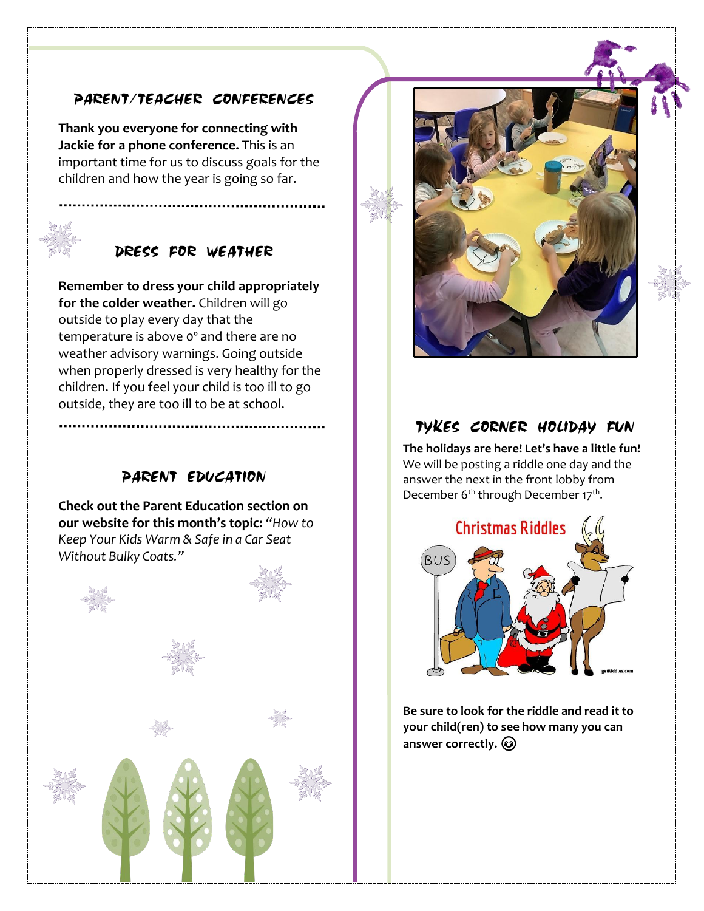## Parent/Teacher Conferences

**Thank you everyone for connecting with Jackie for a phone conference.** This is an important time for us to discuss goals for the children and how the year is going so far.

## Dress for Weather

**Remember to dress your child appropriately for the colder weather.** Children will go outside to play every day that the temperature is above 0° and there are no weather advisory warnings. Going outside when properly dressed is very healthy for the children. If you feel your child is too ill to go outside, they are too ill to be at school.

## Parent Education

**Check out the Parent Education section on our website for this month's topic:** *"How to Keep Your Kids Warm & Safe in a Car Seat Without Bulky Coats."*

## Tykes Corner Holiday Fun

**The holidays are here! Let's have a little fun!** We will be posting a riddle one day and the answer the next in the front lobby from December 6th through December 17th.

Christmas Riddles

**Be sure to look for the riddle and read it to your child(ren) to see how many you can answer correctly.** ☺